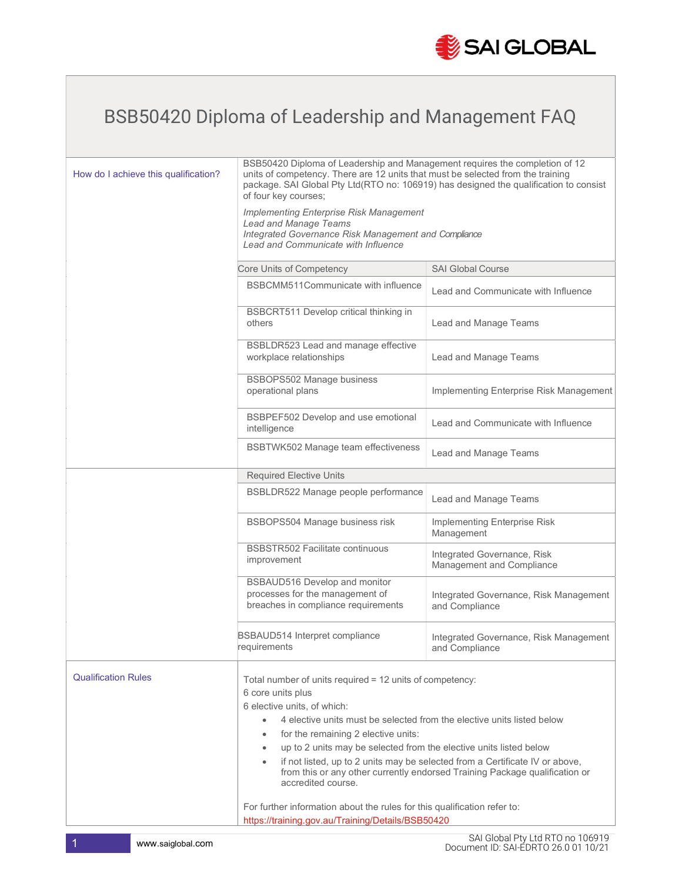# BSB50420 Diploma of Leadership and Management FAQ

## How do I achieve this qualification?

BSB50420 Diploma of Leadership and Management requires the completion of 12 units of competency. There are 12 units that must be selected from the training package. SAI Global Pty Ltd(RTO no: 106919) has designed the qualification to consist of four key courses;

*Implementing Enterprise Risk Management*
*Lead and Manage Teams*
*Integrated Governance Risk Management and Compliance*
*Lead and Communicate with Influence*

| Core Units of Competency | SAI Global Course |
|---|---|
| BSBCMM511Communicate with influence | Lead and Communicate with Influence |
| BSBCRT511 Develop critical thinking in others | Lead and Manage Teams |
| BSBLDR523 Lead and manage effective workplace relationships | Lead and Manage Teams |
| BSBOPS502 Manage business operational plans | Implementing Enterprise Risk Management |
| BSBPEF502 Develop and use emotional intelligence | Lead and Communicate with Influence |
| BSBTWK502 Manage team effectiveness | Lead and Manage Teams |
| **Required Elective Units** | |
| BSBLDR522 Manage people performance | Lead and Manage Teams |
| BSBOPS504 Manage business risk | Implementing Enterprise Risk Management |
| BSBSTR502 Facilitate continuous improvement | Integrated Governance, Risk Management and Compliance |
| BSBAUD516 Develop and monitor processes for the management of breaches in compliance requirements | Integrated Governance, Risk Management and Compliance |
| BSBAUD514 Interpret compliance requirements | Integrated Governance, Risk Management and Compliance |

## Qualification Rules

Total number of units required = 12 units of competency:
6 core units plus
6 elective units, of which:

- 4 elective units must be selected from the elective units listed below
- for the remaining 2 elective units:
- up to 2 units may be selected from the elective units listed below
- if not listed, up to 2 units may be selected from a Certificate IV or above, from this or any other currently endorsed Training Package qualification or accredited course.

For further information about the rules for this qualification refer to:
https://training.gov.au/Training/Details/BSB50420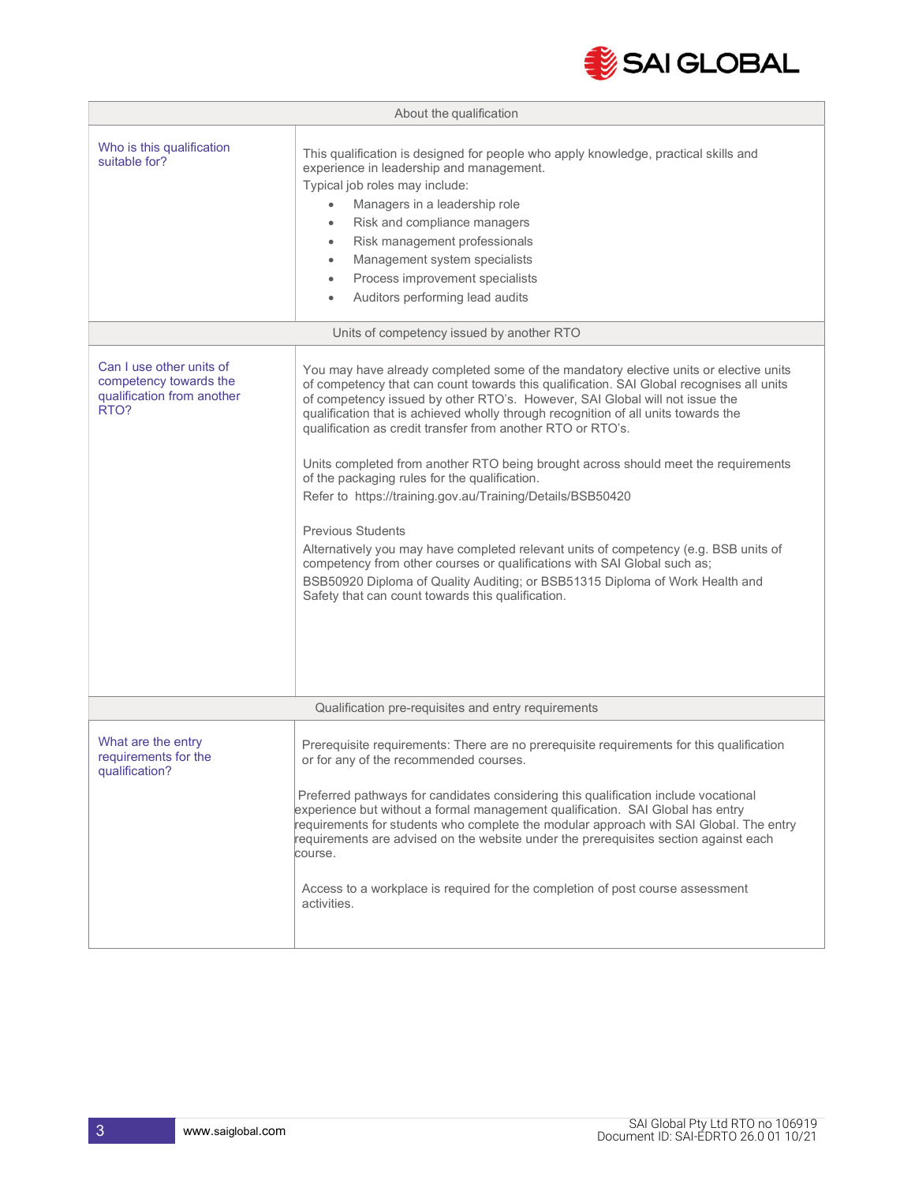| About the qualification | |
|---|---|
| Who is this qualification suitable for? | This qualification is designed for people who apply knowledge, practical skills and experience in leadership and management.<br>Typical job roles may include:<br>• Managers in a leadership role<br>• Risk and compliance managers<br>• Risk management professionals<br>• Management system specialists<br>• Process improvement specialists<br>• Auditors performing lead audits |

| Units of competency issued by another RTO | |
|---|---|
| Can I use other units of competency towards the qualification from another RTO? | You may have already completed some of the mandatory elective units or elective units of competency that can count towards this qualification. SAI Global recognises all units of competency issued by other RTO's. However, SAI Global will not issue the qualification that is achieved wholly through recognition of all units towards the qualification as credit transfer from another RTO or RTO's.<br><br>Units completed from another RTO being brought across should meet the requirements of the packaging rules for the qualification.<br>Refer to https://training.gov.au/Training/Details/BSB50420<br><br>Previous Students<br>Alternatively you may have completed relevant units of competency (e.g. BSB units of competency from other courses or qualifications with SAI Global such as;<br>BSB50920 Diploma of Quality Auditing; or BSB51315 Diploma of Work Health and Safety that can count towards this qualification. |

| Qualification pre-requisites and entry requirements | |
|---|---|
| What are the entry requirements for the qualification? | Prerequisite requirements: There are no prerequisite requirements for this qualification or for any of the recommended courses.<br><br>Preferred pathways for candidates considering this qualification include vocational experience but without a formal management qualification. SAI Global has entry requirements for students who complete the modular approach with SAI Global. The entry requirements are advised on the website under the prerequisites section against each course.<br><br>Access to a workplace is required for the completion of post course assessment activities. |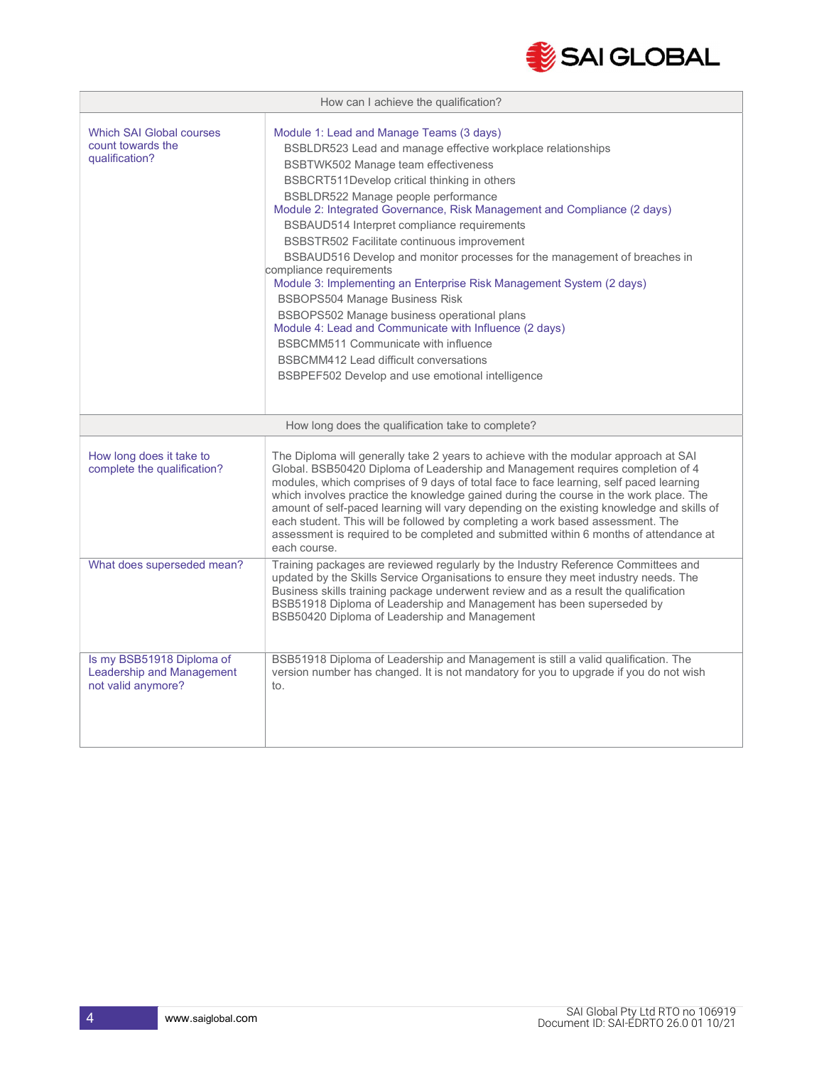| How can I achieve the qualification? | |
|---|---|
| Which SAI Global courses count towards the qualification? | Module 1: Lead and Manage Teams (3 days)<br>BSBLDR523 Lead and manage effective workplace relationships<br>BSBTWK502 Manage team effectiveness<br>BSBCRT511Develop critical thinking in others<br>BSBLDR522 Manage people performance<br>Module 2: Integrated Governance, Risk Management and Compliance (2 days)<br>BSBAUD514 Interpret compliance requirements<br>BSBSTR502 Facilitate continuous improvement<br>BSBAUD516 Develop and monitor processes for the management of breaches in compliance requirements<br>Module 3: Implementing an Enterprise Risk Management System (2 days)<br>BSBOPS504 Manage Business Risk<br>BSBOPS502 Manage business operational plans<br>Module 4: Lead and Communicate with Influence (2 days)<br>BSBCMM511 Communicate with influence<br>BSBCMM412 Lead difficult conversations<br>BSBPEF502 Develop and use emotional intelligence |

| How long does the qualification take to complete? | |
|---|---|
| How long does it take to complete the qualification? | The Diploma will generally take 2 years to achieve with the modular approach at SAI Global. BSB50420 Diploma of Leadership and Management requires completion of 4 modules, which comprises of 9 days of total face to face learning, self paced learning which involves practice the knowledge gained during the course in the work place. The amount of self-paced learning will vary depending on the existing knowledge and skills of each student. This will be followed by completing a work based assessment. The assessment is required to be completed and submitted within 6 months of attendance at each course. |
| What does superseded mean? | Training packages are reviewed regularly by the Industry Reference Committees and updated by the Skills Service Organisations to ensure they meet industry needs. The Business skills training package underwent review and as a result the qualification BSB51918 Diploma of Leadership and Management has been superseded by BSB50420 Diploma of Leadership and Management |
| Is my BSB51918 Diploma of Leadership and Management not valid anymore? | BSB51918 Diploma of Leadership and Management is still a valid qualification. The version number has changed. It is not mandatory for you to upgrade if you do not wish to. |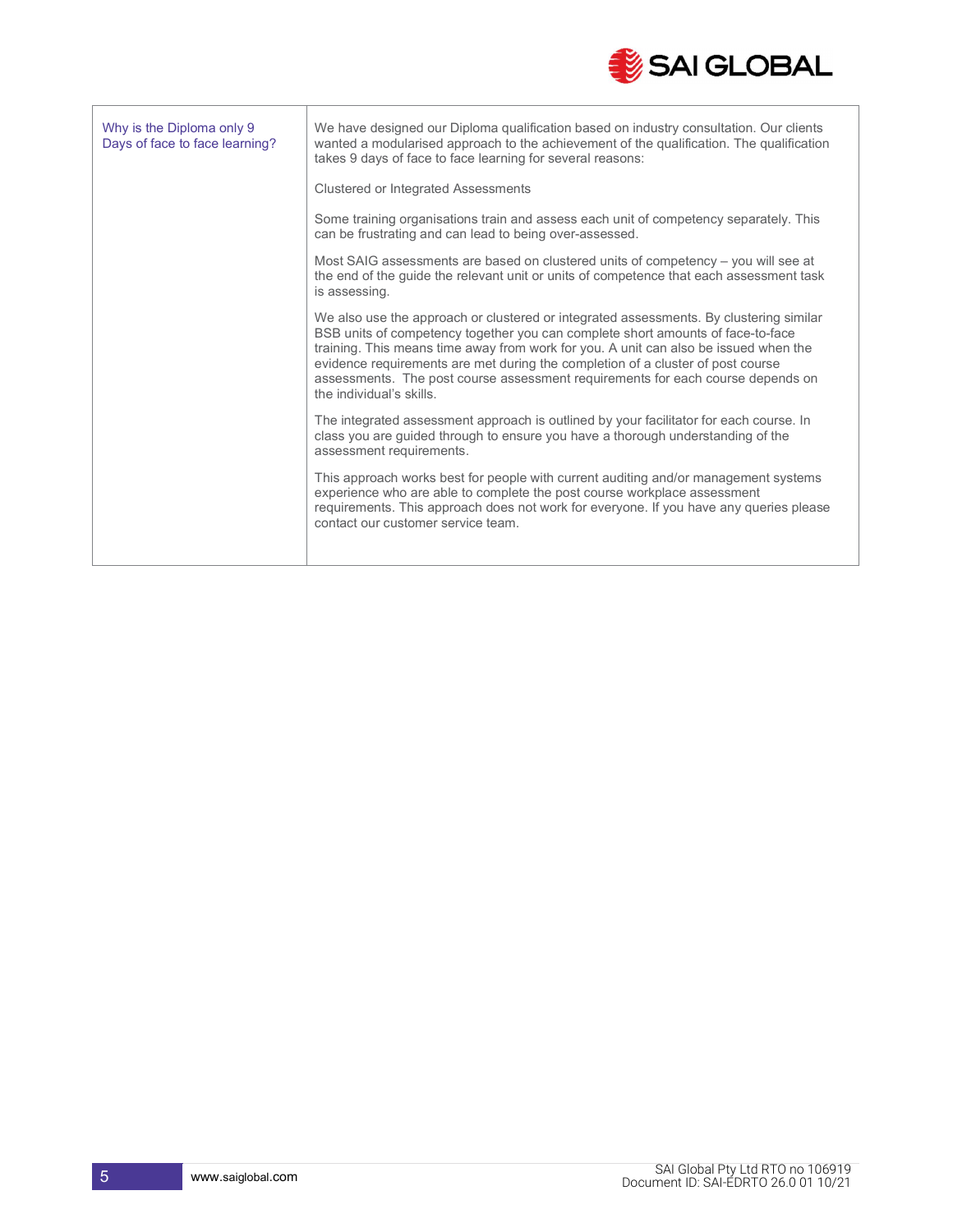| | |
|---|---|
| Why is the Diploma only 9 Days of face to face learning? | We have designed our Diploma qualification based on industry consultation. Our clients wanted a modularised approach to the achievement of the qualification. The qualification takes 9 days of face to face learning for several reasons:<br><br>Clustered or Integrated Assessments<br><br>Some training organisations train and assess each unit of competency separately. This can be frustrating and can lead to being over-assessed.<br><br>Most SAIG assessments are based on clustered units of competency – you will see at the end of the guide the relevant unit or units of competence that each assessment task is assessing.<br><br>We also use the approach or clustered or integrated assessments. By clustering similar BSB units of competency together you can complete short amounts of face-to-face training. This means time away from work for you. A unit can also be issued when the evidence requirements are met during the completion of a cluster of post course assessments. The post course assessment requirements for each course depends on the individual's skills.<br><br>The integrated assessment approach is outlined by your facilitator for each course. In class you are guided through to ensure you have a thorough understanding of the assessment requirements.<br><br>This approach works best for people with current auditing and/or management systems experience who are able to complete the post course workplace assessment requirements. This approach does not work for everyone. If you have any queries please contact our customer service team. |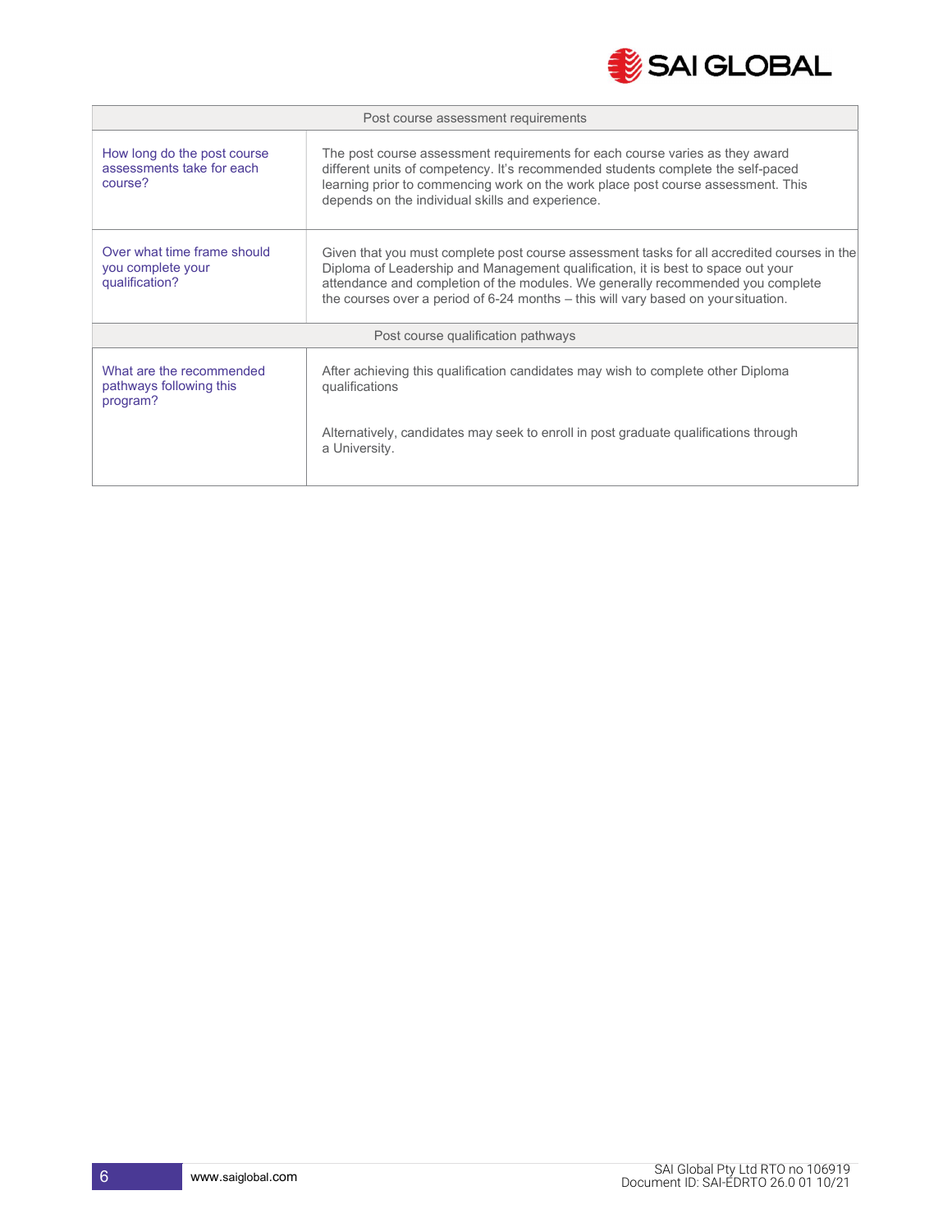| Post course assessment requirements | |
|---|---|
| How long do the post course assessments take for each course? | The post course assessment requirements for each course varies as they award different units of competency. It's recommended students complete the self-paced learning prior to commencing work on the work place post course assessment. This depends on the individual skills and experience. |
| Over what time frame should you complete your qualification? | Given that you must complete post course assessment tasks for all accredited courses in the Diploma of Leadership and Management qualification, it is best to space out your attendance and completion of the modules. We generally recommended you complete the courses over a period of 6-24 months – this will vary based on your situation. |
| **Post course qualification pathways** | |
| What are the recommended pathways following this program? | After achieving this qualification candidates may wish to complete other Diploma qualifications<br><br>Alternatively, candidates may seek to enroll in post graduate qualifications through a University. |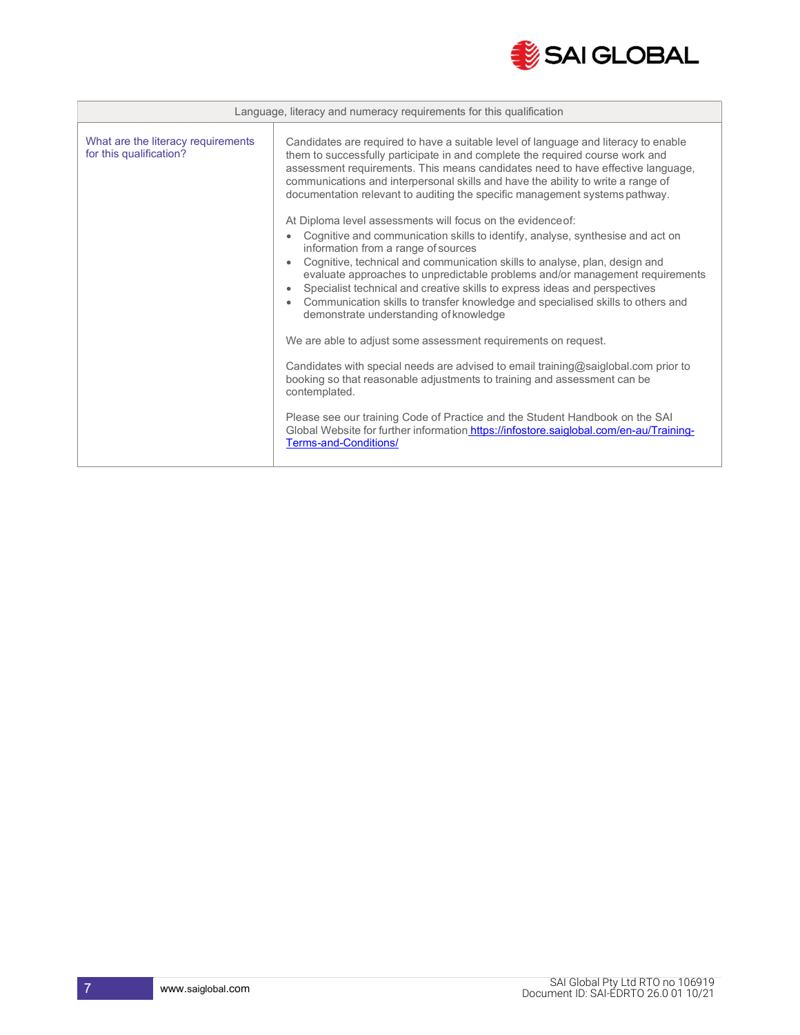| Language, literacy and numeracy requirements for this qualification | |
|---|---|
| What are the literacy requirements for this qualification? | Candidates are required to have a suitable level of language and literacy to enable them to successfully participate in and complete the required course work and assessment requirements. This means candidates need to have effective language, communications and interpersonal skills and have the ability to write a range of documentation relevant to auditing the specific management systems pathway.<br><br>At Diploma level assessments will focus on the evidence of:<br>• Cognitive and communication skills to identify, analyse, synthesise and act on information from a range of sources<br>• Cognitive, technical and communication skills to analyse, plan, design and evaluate approaches to unpredictable problems and/or management requirements<br>• Specialist technical and creative skills to express ideas and perspectives<br>• Communication skills to transfer knowledge and specialised skills to others and demonstrate understanding of knowledge<br><br>We are able to adjust some assessment requirements on request.<br><br>Candidates with special needs are advised to email training@saiglobal.com prior to booking so that reasonable adjustments to training and assessment can be contemplated.<br><br>Please see our training Code of Practice and the Student Handbook on the SAI Global Website for further information [https://infostore.saiglobal.com/en-au/Training-Terms-and-Conditions/](https://infostore.saiglobal.com/en-au/Training-Terms-and-Conditions/) |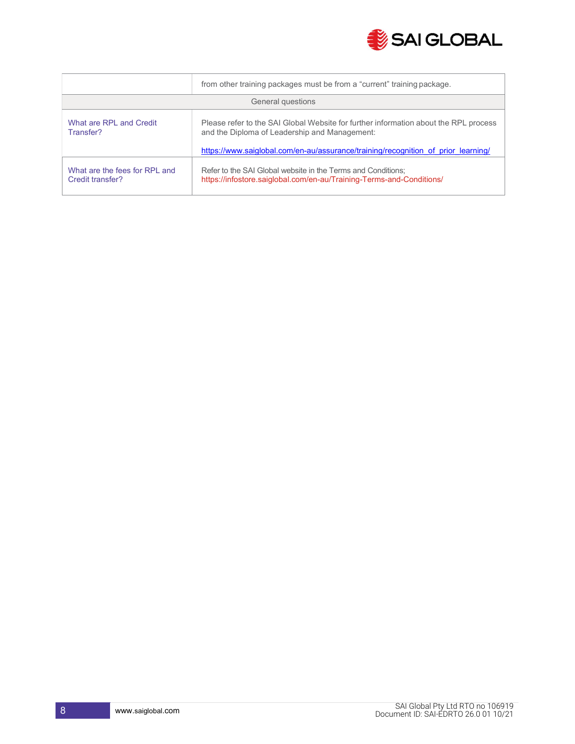| | |
|---|---|
| | from other training packages must be from a “current” training package. |
| General questions | |
| What are RPL and Credit Transfer? | Please refer to the SAI Global Website for further information about the RPL process and the Diploma of Leadership and Management:<br><br>https://www.saiglobal.com/en-au/assurance/training/recognition_of_prior_learning/ |
| What are the fees for RPL and Credit transfer? | Refer to the SAI Global website in the Terms and Conditions;<br>https://infostore.saiglobal.com/en-au/Training-Terms-and-Conditions/ |